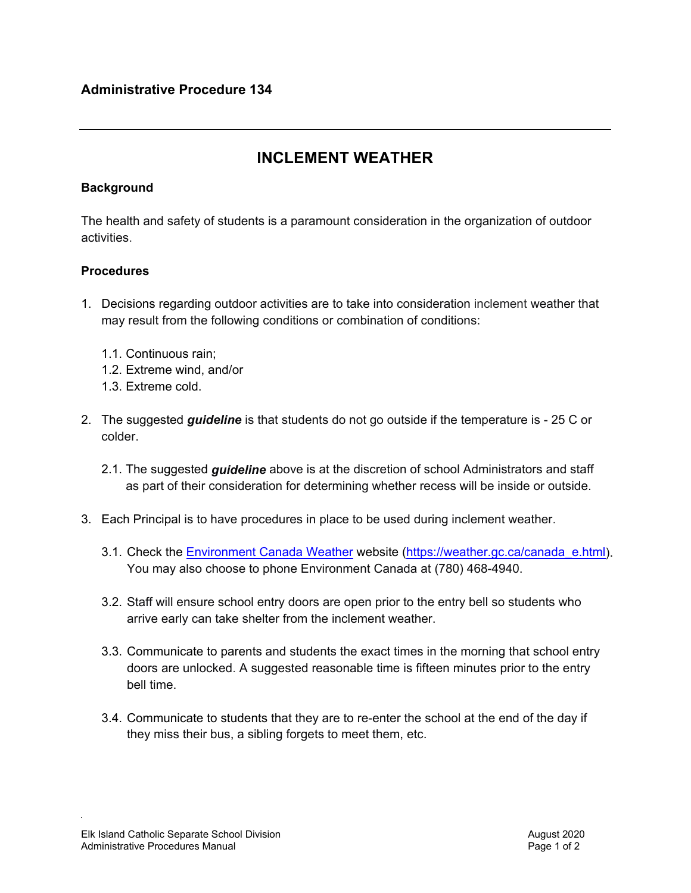## Administrative Procedure 134

---

# INCLEMENT WEATHER

### Background

The health and safety of students is a paramount consideration in the organization of outdoor activities.

### Procedures

1. Decisions regarding outdoor activities are to take into consideration inclement weather that may result from the following conditions or combination of conditions:

   1.1. Continuous rain;
   1.2. Extreme wind, and/or
   1.3. Extreme cold.

2. The suggested ***guideline*** is that students do not go outside if the temperature is - 25 C or colder.

   2.1. The suggested ***guideline*** above is at the discretion of school Administrators and staff as part of their consideration for determining whether recess will be inside or outside.

3. Each Principal is to have procedures in place to be used during inclement weather.

   3.1. Check the [Environment Canada Weather](https://weather.gc.ca/canada_e.html) website (https://weather.gc.ca/canada_e.html). You may also choose to phone Environment Canada at (780) 468-4940.

   3.2. Staff will ensure school entry doors are open prior to the entry bell so students who arrive early can take shelter from the inclement weather.

   3.3. Communicate to parents and students the exact times in the morning that school entry doors are unlocked. A suggested reasonable time is fifteen minutes prior to the entry bell time.

   3.4. Communicate to students that they are to re-enter the school at the end of the day if they miss their bus, a sibling forgets to meet them, etc.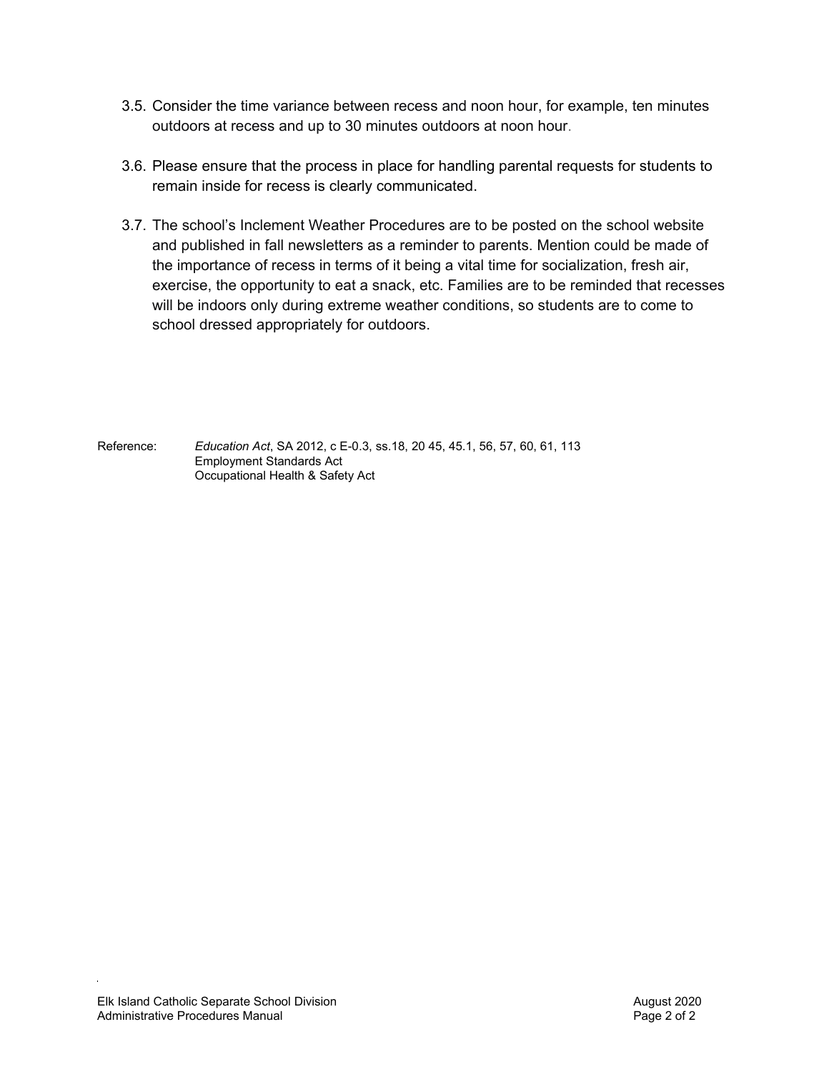3.5. Consider the time variance between recess and noon hour, for example, ten minutes outdoors at recess and up to 30 minutes outdoors at noon hour.

3.6. Please ensure that the process in place for handling parental requests for students to remain inside for recess is clearly communicated.

3.7. The school's Inclement Weather Procedures are to be posted on the school website and published in fall newsletters as a reminder to parents. Mention could be made of the importance of recess in terms of it being a vital time for socialization, fresh air, exercise, the opportunity to eat a snack, etc. Families are to be reminded that recesses will be indoors only during extreme weather conditions, so students are to come to school dressed appropriately for outdoors.

Reference: *Education Act*, SA 2012, c E-0.3, ss.18, 20 45, 45.1, 56, 57, 60, 61, 113
Employment Standards Act
Occupational Health & Safety Act

Elk Island Catholic Separate School Division
Administrative Procedures Manual

August 2020